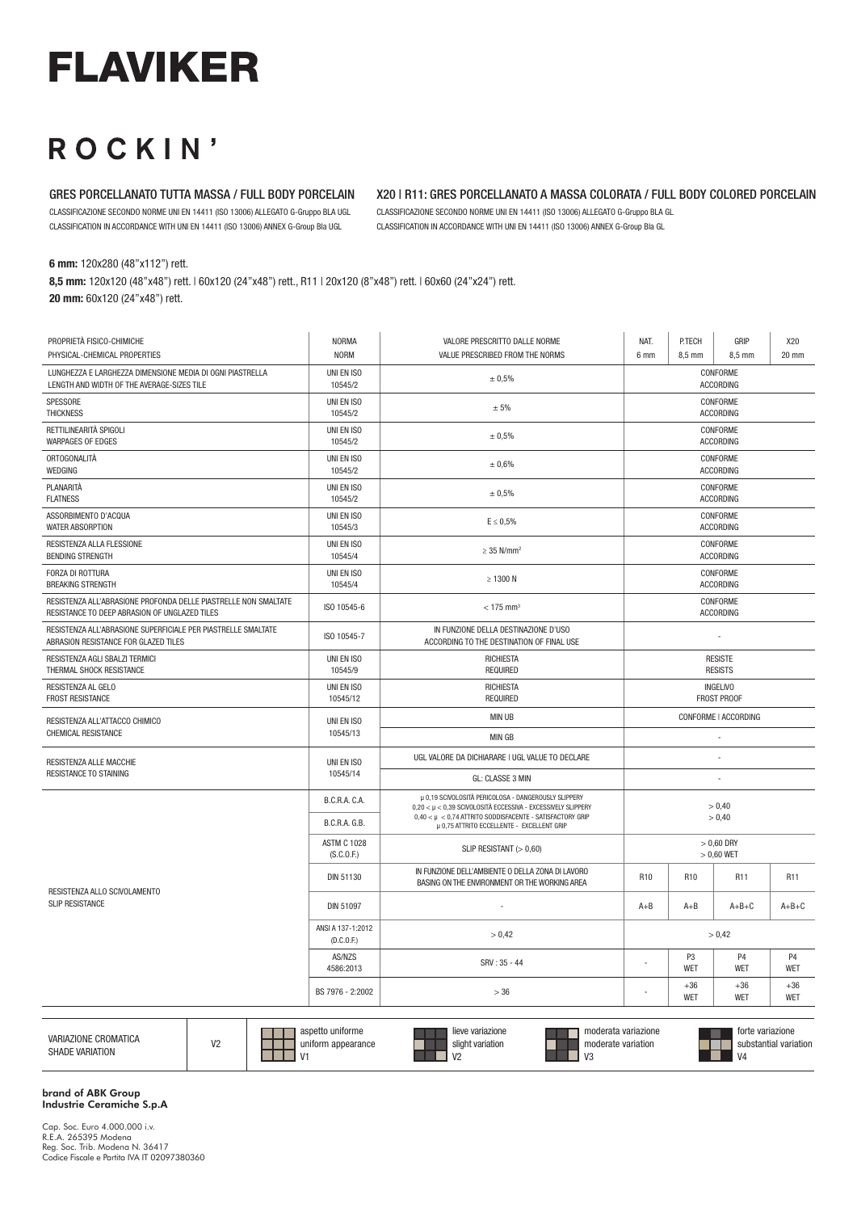# FLAVIKER

# ROCKIN'

## GRES PORCELLANATO TUTTA MASSA / FULL BODY PORCELAIN

CLASSIFICAZIONE SECONDO NORME UNI EN 14411 (ISO 13006) ALLEGATO G-Gruppo BLA UGL
CLASSIFICATION IN ACCORDANCE WITH UNI EN 14411 (ISO 13006) ANNEX G-Group BIa UGL

## X20 | R11: GRES PORCELLANATO A MASSA COLORATA / FULL BODY COLORED PORCELAIN

CLASSIFICAZIONE SECONDO NORME UNI EN 14411 (ISO 13006) ALLEGATO G-Gruppo BLA GL
CLASSIFICATION IN ACCORDANCE WITH UNI EN 14411 (ISO 13006) ANNEX G-Group BIa GL

**6 mm:** 120x280 (48"x112") rett.

**8,5 mm:** 120x120 (48"x48") rett. | 60x120 (24"x48") rett., R11 | 20x120 (8"x48") rett. | 60x60 (24"x24") rett.

**20 mm:** 60x120 (24"x48") rett.

| PROPRIETÀ FISICO-CHIMICHE<br>PHYSICAL-CHEMICAL PROPERTIES | NORMA<br>NORM | VALORE PRESCRITTO DALLE NORME<br>VALUE PRESCRIBED FROM THE NORMS | NAT.<br>6 mm | P.TECH<br>8,5 mm | GRIP<br>8,5 mm | X20<br>20 mm |
|---|---|---|---|---|---|---|
| LUNGHEZZA E LARGHEZZA DIMENSIONE MEDIA DI OGNI PIASTRELLA<br>LENGTH AND WIDTH OF THE AVERAGE-SIZES TILE | UNI EN ISO 10545/2 | ± 0,5% | CONFORME<br>ACCORDING | | | |
| SPESSORE<br>THICKNESS | UNI EN ISO 10545/2 | ± 5% | CONFORME<br>ACCORDING | | | |
| RETTILINEARITÀ SPIGOLI<br>WARPAGES OF EDGES | UNI EN ISO 10545/2 | ± 0,5% | CONFORME<br>ACCORDING | | | |
| ORTOGONALITÀ<br>WEDGING | UNI EN ISO 10545/2 | ± 0,6% | CONFORME<br>ACCORDING | | | |
| PLANARITÀ<br>FLATNESS | UNI EN ISO 10545/2 | ± 0,5% | CONFORME<br>ACCORDING | | | |
| ASSORBIMENTO D'ACQUA<br>WATER ABSORPTION | UNI EN ISO 10545/3 | $E \leq 0,5\%$ | CONFORME<br>ACCORDING | | | |
| RESISTENZA ALLA FLESSIONE<br>BENDING STRENGTH | UNI EN ISO 10545/4 | $\geq 35$ N/mm² | CONFORME<br>ACCORDING | | | |
| FORZA DI ROTTURA<br>BREAKING STRENGTH | UNI EN ISO 10545/4 | $\geq 1300$ N | CONFORME<br>ACCORDING | | | |
| RESISTENZA ALL'ABRASIONE PROFONDA DELLE PIASTRELLE NON SMALTATE<br>RESISTANCE TO DEEP ABRASION OF UNGLAZED TILES | ISO 10545-6 | $< 175$ mm³ | CONFORME<br>ACCORDING | | | |
| RESISTENZA ALL'ABRASIONE SUPERFICIALE PER PIASTRELLE SMALTATE<br>ABRASION RESISTANCE FOR GLAZED TILES | ISO 10545-7 | IN FUNZIONE DELLA DESTINAZIONE D'USO<br>ACCORDING TO THE DESTINATION OF FINAL USE | - | | | |
| RESISTENZA AGLI SBALZI TERMICI<br>THERMAL SHOCK RESISTANCE | UNI EN ISO 10545/9 | RICHIESTA<br>REQUIRED | RESISTE<br>RESISTS | | | |
| RESISTENZA AL GELO<br>FROST RESISTANCE | UNI EN ISO 10545/12 | RICHIESTA<br>REQUIRED | INGELIVO<br>FROST PROOF | | | |
| RESISTENZA ALL'ATTACCO CHIMICO<br>CHEMICAL RESISTANCE | UNI EN ISO 10545/13 | MIN UB | CONFORME \| ACCORDING | | | |
| | | MIN GB | - | | | |
| RESISTENZA ALLE MACCHIE<br>RESISTANCE TO STAINING | UNI EN ISO 10545/14 | UGL VALORE DA DICHIARARE \| UGL VALUE TO DECLARE | - | | | |
| | | GL: CLASSE 3 MIN | - | | | |
| RESISTENZA ALLO SCIVOLAMENTO<br>SLIP RESISTANCE | B.C.R.A. C.A. | μ 0,19 SCIVOLOSITÀ PERICOLOSA - DANGEROUSLY SLIPPERY<br>0,20 < μ < 0,39 SCIVOLOSITÀ ECCESSIVA - EXCESSIVELY SLIPPERY<br>0,40 < μ < 0,74 ATTRITO SODDISFACENTE - SATISFACTORY GRIP<br>μ 0,75 ATTRITO ECCELLENTE - EXCELLENT GRIP | > 0,40 | | | |
| | B.C.R.A. G.B. | | > 0,40 | | | |
| | ASTM C 1028 (S.C.O.F.) | SLIP RESISTANT (> 0,60) | > 0,60 DRY<br>> 0,60 WET | | | |
| | DIN 51130 | IN FUNZIONE DELL'AMBIENTE O DELLA ZONA DI LAVORO<br>BASING ON THE ENVIRONMENT OR THE WORKING AREA | R10 | R10 | R11 | R11 |
| | DIN 51097 | - | A+B | A+B | A+B+C | A+B+C |
| | ANSI A 137-1:2012 (D.C.O.F.) | > 0,42 | > 0,42 | | | |
| | AS/NZS 4586:2013 | SRV : 35 - 44 | - | P3<br>WET | P4<br>WET | P4<br>WET |
| | BS 7976 - 2:2002 | > 36 | - | +36<br>WET | +36<br>WET | +36<br>WET |

| VARIAZIONE CROMATICA<br>SHADE VARIATION | V2 | aspetto uniforme<br>uniform appearance<br>V1 | lieve variazione<br>slight variation<br>V2 | moderata variazione<br>moderate variation<br>V3 | forte variazione<br>substantial variation<br>V4 |
|---|---|---|---|---|---|

**brand of ABK Group**
**Industrie Ceramiche S.p.A**

Cap. Soc. Euro 4.000.000 i.v.
R.E.A. 265395 Modena
Reg. Soc. Trib. Modena N. 36417
Codice Fiscale e Partita IVA IT 02097380360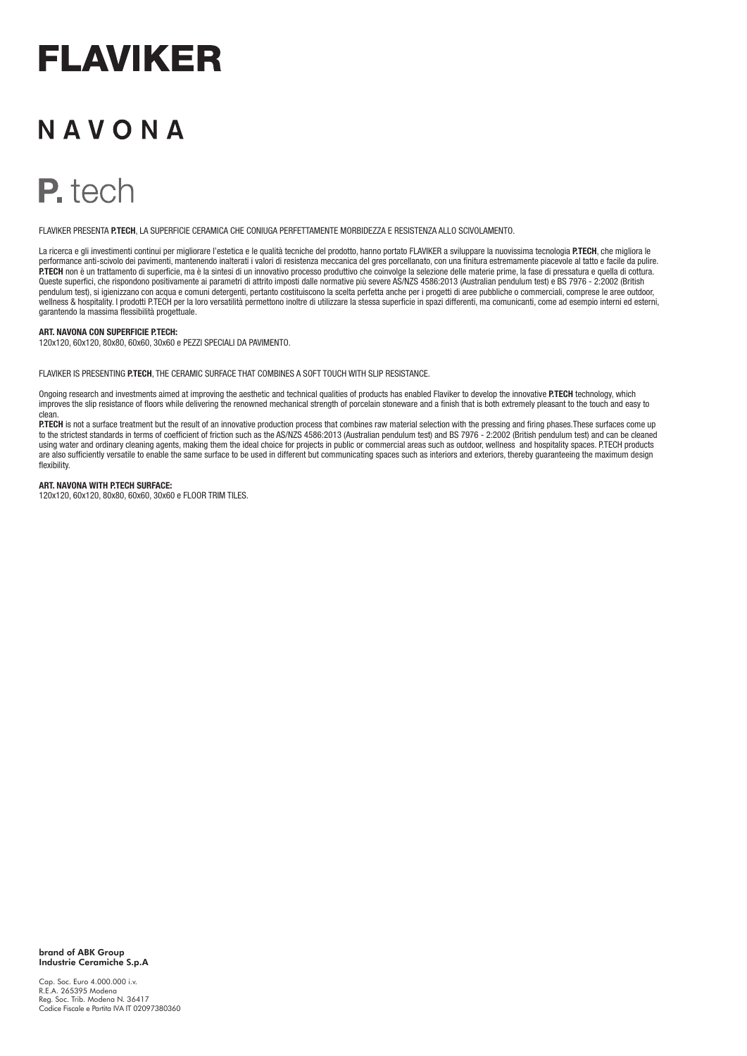# FLAVIKER

## NAVONA

## P. tech

FLAVIKER PRESENTA **P.TECH**, LA SUPERFICIE CERAMICA CHE CONIUGA PERFETTAMENTE MORBIDEZZA E RESISTENZA ALLO SCIVOLAMENTO.

La ricerca e gli investimenti continui per migliorare l'estetica e le qualità tecniche del prodotto, hanno portato FLAVIKER a sviluppare la nuovissima tecnologia **P.TECH**, che migliora le performance anti-scivolo dei pavimenti, mantenendo inalterati i valori di resistenza meccanica del gres porcellanato, con una finitura estremamente piacevole al tatto e facile da pulire. **P.TECH** non è un trattamento di superficie, ma è la sintesi di un innovativo processo produttivo che coinvolge la selezione delle materie prime, la fase di pressatura e quella di cottura. Queste superfici, che rispondono positivamente ai parametri di attrito imposti dalle normative più severe AS/NZS 4586:2013 (Australian pendulum test) e BS 7976 - 2:2002 (British pendulum test), si igienizzano con acqua e comuni detergenti, pertanto costituiscono la scelta perfetta anche per i progetti di aree pubbliche o commerciali, comprese le aree outdoor, wellness & hospitality. I prodotti P.TECH per la loro versatilità permettono inoltre di utilizzare la stessa superficie in spazi differenti, ma comunicanti, come ad esempio interni ed esterni, garantendo la massima flessibilità progettuale.

**ART. NAVONA CON SUPERFICIE P.TECH:**
120x120, 60x120, 80x80, 60x60, 30x60 e PEZZI SPECIALI DA PAVIMENTO.

FLAVIKER IS PRESENTING **P.TECH**, THE CERAMIC SURFACE THAT COMBINES A SOFT TOUCH WITH SLIP RESISTANCE.

Ongoing research and investments aimed at improving the aesthetic and technical qualities of products has enabled Flaviker to develop the innovative **P.TECH** technology, which improves the slip resistance of floors while delivering the renowned mechanical strength of porcelain stoneware and a finish that is both extremely pleasant to the touch and easy to clean.
**P.TECH** is not a surface treatment but the result of an innovative production process that combines raw material selection with the pressing and firing phases.These surfaces come up to the strictest standards in terms of coefficient of friction such as the AS/NZS 4586:2013 (Australian pendulum test) and BS 7976 - 2:2002 (British pendulum test) and can be cleaned using water and ordinary cleaning agents, making them the ideal choice for projects in public or commercial areas such as outdoor, wellness and hospitality spaces. P.TECH products are also sufficiently versatile to enable the same surface to be used in different but communicating spaces such as interiors and exteriors, thereby guaranteeing the maximum design flexibility.

**ART. NAVONA WITH P.TECH SURFACE:**
120x120, 60x120, 80x80, 60x60, 30x60 e FLOOR TRIM TILES.

**brand of ABK Group**
**Industrie Ceramiche S.p.A**

Cap. Soc. Euro 4.000.000 i.v.
R.E.A. 265395 Modena
Reg. Soc. Trib. Modena N. 36417
Codice Fiscale e Partita IVA IT 02097380360